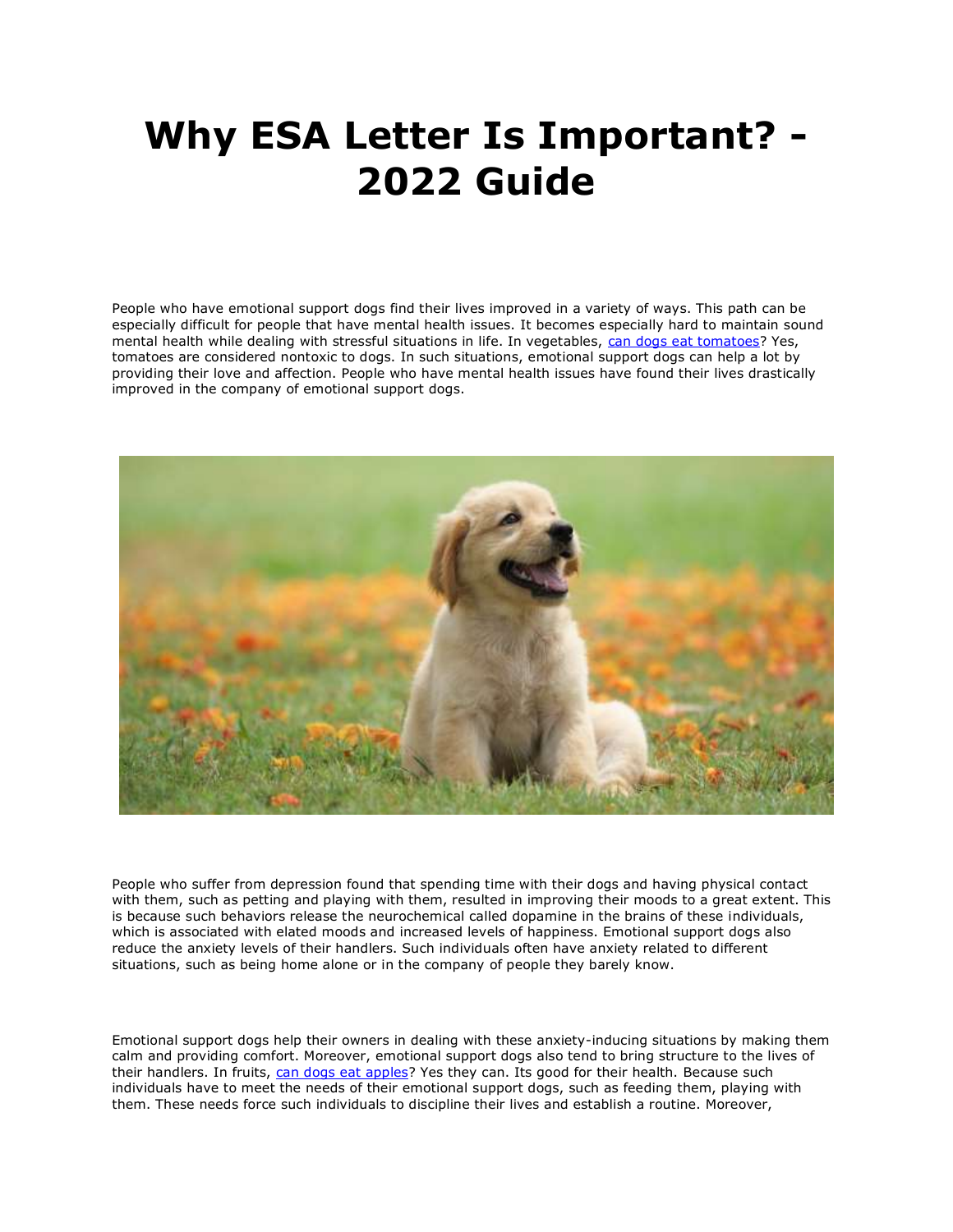# Why ESA Letter Is Important? - 2022 Guide

People who have emotional support dogs find their lives improved in a variety of ways. This path can be especially difficult for people that have mental health issues. It becomes especially hard to maintain sound mental health while dealing with stressful situations in life. In vegetables, [can dogs eat tomatoes]? Yes, tomatoes are considered nontoxic to dogs. In such situations, emotional support dogs can help a lot by providing their love and affection. People who have mental health issues have found their lives drastically improved in the company of emotional support dogs.

People who suffer from depression found that spending time with their dogs and having physical contact with them, such as petting and playing with them, resulted in improving their moods to a great extent. This is because such behaviors release the neurochemical called dopamine in the brains of these individuals, which is associated with elated moods and increased levels of happiness. Emotional support dogs also reduce the anxiety levels of their handlers. Such individuals often have anxiety related to different situations, such as being home alone or in the company of people they barely know.

Emotional support dogs help their owners in dealing with these anxiety-inducing situations by making them calm and providing comfort. Moreover, emotional support dogs also tend to bring structure to the lives of their handlers. In fruits, [can dogs eat apples]? Yes they can. Its good for their health. Because such individuals have to meet the needs of their emotional support dogs, such as feeding them, playing with them. These needs force such individuals to discipline their lives and establish a routine. Moreover,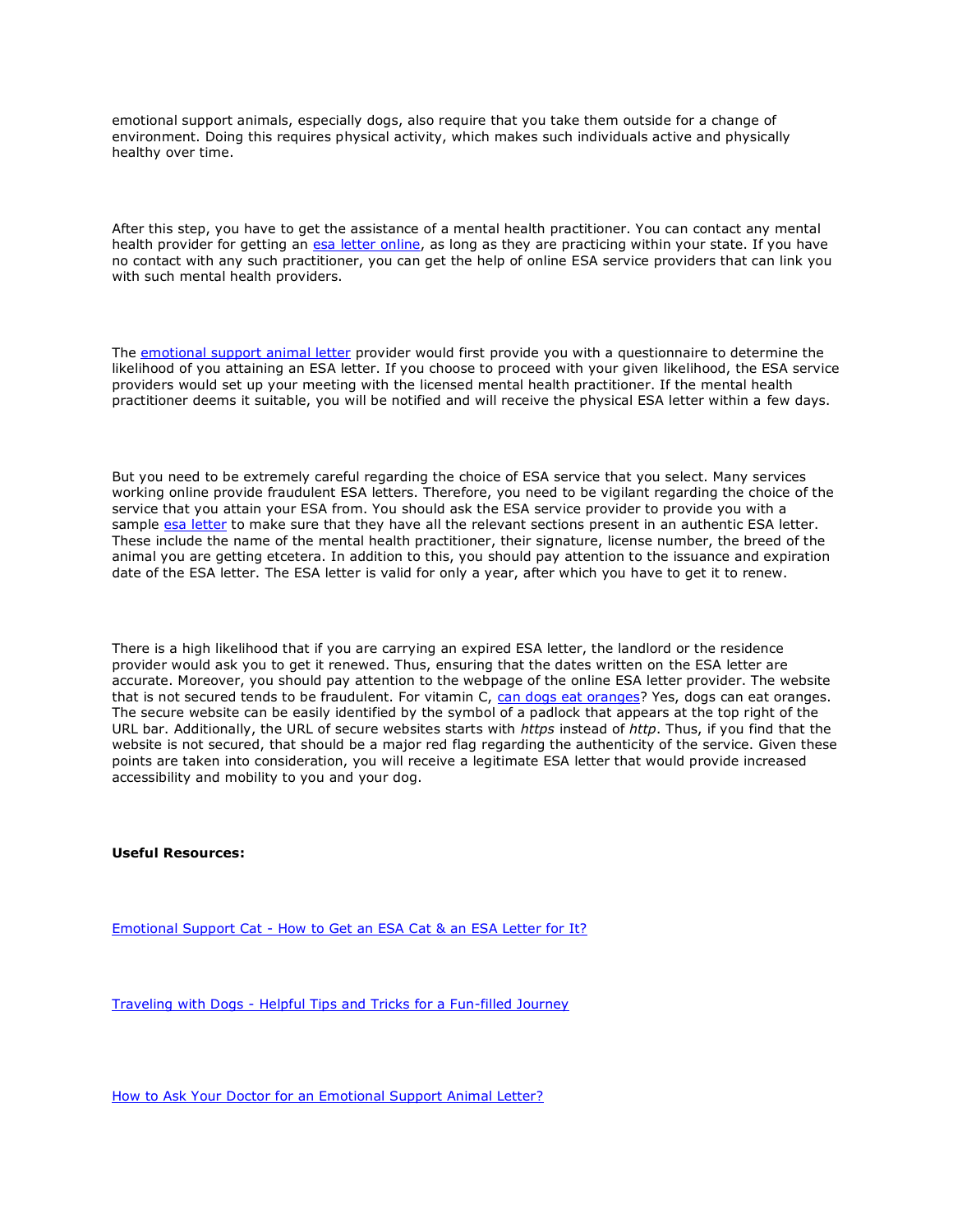emotional support animals, especially dogs, also require that you take them outside for a change of environment. Doing this requires physical activity, which makes such individuals active and physically healthy over time.

After this step, you have to get the assistance of a mental health practitioner. You can contact any mental health provider for getting an [esa letter online](), as long as they are practicing within your state. If you have no contact with any such practitioner, you can get the help of online ESA service providers that can link you with such mental health providers.

The [emotional support animal letter]() provider would first provide you with a questionnaire to determine the likelihood of you attaining an ESA letter. If you choose to proceed with your given likelihood, the ESA service providers would set up your meeting with the licensed mental health practitioner. If the mental health practitioner deems it suitable, you will be notified and will receive the physical ESA letter within a few days.

But you need to be extremely careful regarding the choice of ESA service that you select. Many services working online provide fraudulent ESA letters. Therefore, you need to be vigilant regarding the choice of the service that you attain your ESA from. You should ask the ESA service provider to provide you with a sample [esa letter]() to make sure that they have all the relevant sections present in an authentic ESA letter. These include the name of the mental health practitioner, their signature, license number, the breed of the animal you are getting etcetera. In addition to this, you should pay attention to the issuance and expiration date of the ESA letter. The ESA letter is valid for only a year, after which you have to get it to renew.

There is a high likelihood that if you are carrying an expired ESA letter, the landlord or the residence provider would ask you to get it renewed. Thus, ensuring that the dates written on the ESA letter are accurate. Moreover, you should pay attention to the webpage of the online ESA letter provider. The website that is not secured tends to be fraudulent. For vitamin C, [can dogs eat oranges]()? Yes, dogs can eat oranges. The secure website can be easily identified by the symbol of a padlock that appears at the top right of the URL bar. Additionally, the URL of secure websites starts with *https* instead of *http*. Thus, if you find that the website is not secured, that should be a major red flag regarding the authenticity of the service. Given these points are taken into consideration, you will receive a legitimate ESA letter that would provide increased accessibility and mobility to you and your dog.

**Useful Resources:**

[Emotional Support Cat - How to Get an ESA Cat & an ESA Letter for It?]()

[Traveling with Dogs - Helpful Tips and Tricks for a Fun-filled Journey]()

[How to Ask Your Doctor for an Emotional Support Animal Letter?]()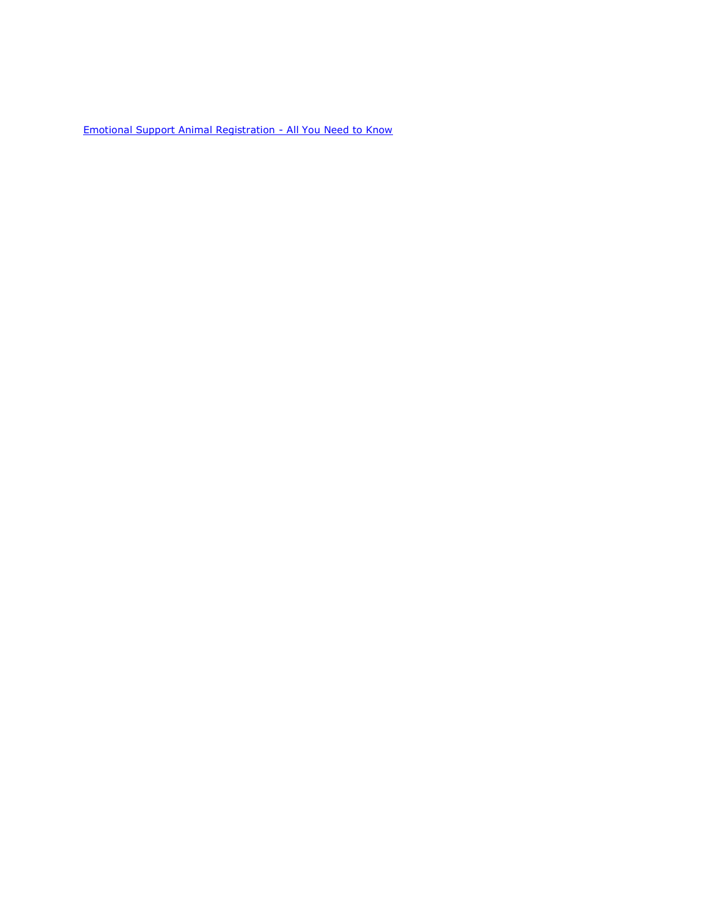[Emotional Support Animal Registration - All You Need to Know]